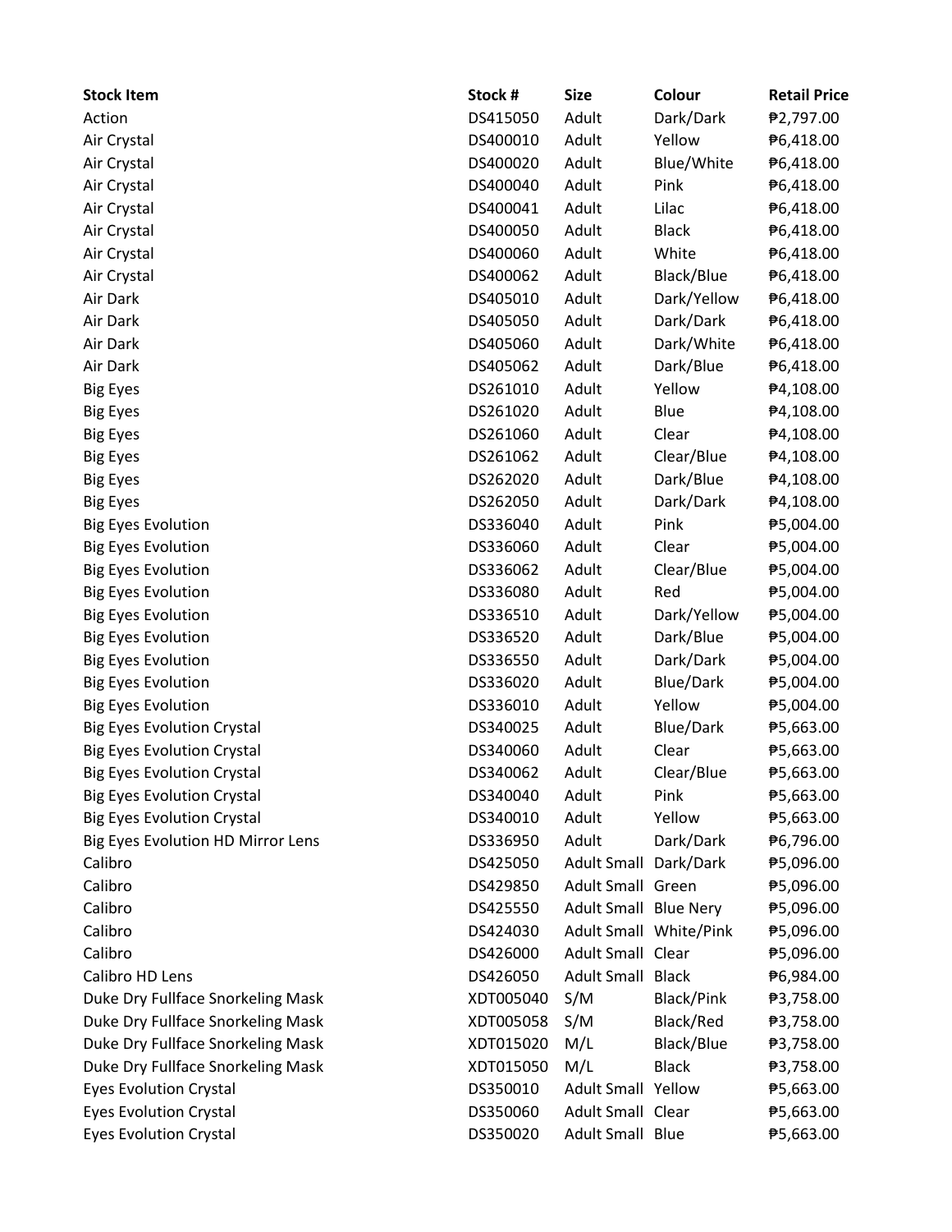| Stock Item | Stock # | Size | Colour | Retail Price |
| --- | --- | --- | --- | --- |
| Action | DS415050 | Adult | Dark/Dark | ₱2,797.00 |
| Air Crystal | DS400010 | Adult | Yellow | ₱6,418.00 |
| Air Crystal | DS400020 | Adult | Blue/White | ₱6,418.00 |
| Air Crystal | DS400040 | Adult | Pink | ₱6,418.00 |
| Air Crystal | DS400041 | Adult | Lilac | ₱6,418.00 |
| Air Crystal | DS400050 | Adult | Black | ₱6,418.00 |
| Air Crystal | DS400060 | Adult | White | ₱6,418.00 |
| Air Crystal | DS400062 | Adult | Black/Blue | ₱6,418.00 |
| Air Dark | DS405010 | Adult | Dark/Yellow | ₱6,418.00 |
| Air Dark | DS405050 | Adult | Dark/Dark | ₱6,418.00 |
| Air Dark | DS405060 | Adult | Dark/White | ₱6,418.00 |
| Air Dark | DS405062 | Adult | Dark/Blue | ₱6,418.00 |
| Big Eyes | DS261010 | Adult | Yellow | ₱4,108.00 |
| Big Eyes | DS261020 | Adult | Blue | ₱4,108.00 |
| Big Eyes | DS261060 | Adult | Clear | ₱4,108.00 |
| Big Eyes | DS261062 | Adult | Clear/Blue | ₱4,108.00 |
| Big Eyes | DS262020 | Adult | Dark/Blue | ₱4,108.00 |
| Big Eyes | DS262050 | Adult | Dark/Dark | ₱4,108.00 |
| Big Eyes Evolution | DS336040 | Adult | Pink | ₱5,004.00 |
| Big Eyes Evolution | DS336060 | Adult | Clear | ₱5,004.00 |
| Big Eyes Evolution | DS336062 | Adult | Clear/Blue | ₱5,004.00 |
| Big Eyes Evolution | DS336080 | Adult | Red | ₱5,004.00 |
| Big Eyes Evolution | DS336510 | Adult | Dark/Yellow | ₱5,004.00 |
| Big Eyes Evolution | DS336520 | Adult | Dark/Blue | ₱5,004.00 |
| Big Eyes Evolution | DS336550 | Adult | Dark/Dark | ₱5,004.00 |
| Big Eyes Evolution | DS336020 | Adult | Blue/Dark | ₱5,004.00 |
| Big Eyes Evolution | DS336010 | Adult | Yellow | ₱5,004.00 |
| Big Eyes Evolution Crystal | DS340025 | Adult | Blue/Dark | ₱5,663.00 |
| Big Eyes Evolution Crystal | DS340060 | Adult | Clear | ₱5,663.00 |
| Big Eyes Evolution Crystal | DS340062 | Adult | Clear/Blue | ₱5,663.00 |
| Big Eyes Evolution Crystal | DS340040 | Adult | Pink | ₱5,663.00 |
| Big Eyes Evolution Crystal | DS340010 | Adult | Yellow | ₱5,663.00 |
| Big Eyes Evolution HD Mirror Lens | DS336950 | Adult | Dark/Dark | ₱6,796.00 |
| Calibro | DS425050 | Adult Small | Dark/Dark | ₱5,096.00 |
| Calibro | DS429850 | Adult Small | Green | ₱5,096.00 |
| Calibro | DS425550 | Adult Small | Blue Nery | ₱5,096.00 |
| Calibro | DS424030 | Adult Small | White/Pink | ₱5,096.00 |
| Calibro | DS426000 | Adult Small | Clear | ₱5,096.00 |
| Calibro HD Lens | DS426050 | Adult Small | Black | ₱6,984.00 |
| Duke Dry Fullface Snorkeling Mask | XDT005040 | S/M | Black/Pink | ₱3,758.00 |
| Duke Dry Fullface Snorkeling Mask | XDT005058 | S/M | Black/Red | ₱3,758.00 |
| Duke Dry Fullface Snorkeling Mask | XDT015020 | M/L | Black/Blue | ₱3,758.00 |
| Duke Dry Fullface Snorkeling Mask | XDT015050 | M/L | Black | ₱3,758.00 |
| Eyes Evolution Crystal | DS350010 | Adult Small | Yellow | ₱5,663.00 |
| Eyes Evolution Crystal | DS350060 | Adult Small | Clear | ₱5,663.00 |
| Eyes Evolution Crystal | DS350020 | Adult Small | Blue | ₱5,663.00 |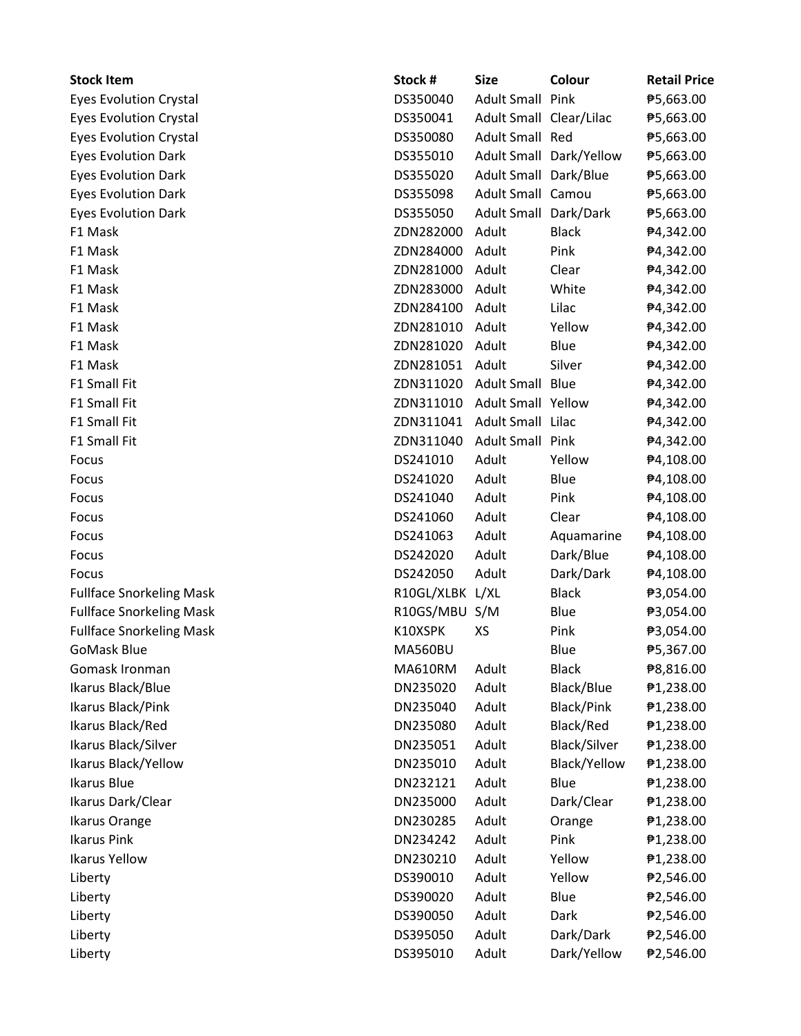| Stock Item | Stock # | Size | Colour | Retail Price |
| --- | --- | --- | --- | --- |
| Eyes Evolution Crystal | DS350040 | Adult Small | Pink | ₱5,663.00 |
| Eyes Evolution Crystal | DS350041 | Adult Small | Clear/Lilac | ₱5,663.00 |
| Eyes Evolution Crystal | DS350080 | Adult Small | Red | ₱5,663.00 |
| Eyes Evolution Dark | DS355010 | Adult Small | Dark/Yellow | ₱5,663.00 |
| Eyes Evolution Dark | DS355020 | Adult Small | Dark/Blue | ₱5,663.00 |
| Eyes Evolution Dark | DS355098 | Adult Small | Camou | ₱5,663.00 |
| Eyes Evolution Dark | DS355050 | Adult Small | Dark/Dark | ₱5,663.00 |
| F1 Mask | ZDN282000 | Adult | Black | ₱4,342.00 |
| F1 Mask | ZDN284000 | Adult | Pink | ₱4,342.00 |
| F1 Mask | ZDN281000 | Adult | Clear | ₱4,342.00 |
| F1 Mask | ZDN283000 | Adult | White | ₱4,342.00 |
| F1 Mask | ZDN284100 | Adult | Lilac | ₱4,342.00 |
| F1 Mask | ZDN281010 | Adult | Yellow | ₱4,342.00 |
| F1 Mask | ZDN281020 | Adult | Blue | ₱4,342.00 |
| F1 Mask | ZDN281051 | Adult | Silver | ₱4,342.00 |
| F1 Small Fit | ZDN311020 | Adult Small | Blue | ₱4,342.00 |
| F1 Small Fit | ZDN311010 | Adult Small | Yellow | ₱4,342.00 |
| F1 Small Fit | ZDN311041 | Adult Small | Lilac | ₱4,342.00 |
| F1 Small Fit | ZDN311040 | Adult Small | Pink | ₱4,342.00 |
| Focus | DS241010 | Adult | Yellow | ₱4,108.00 |
| Focus | DS241020 | Adult | Blue | ₱4,108.00 |
| Focus | DS241040 | Adult | Pink | ₱4,108.00 |
| Focus | DS241060 | Adult | Clear | ₱4,108.00 |
| Focus | DS241063 | Adult | Aquamarine | ₱4,108.00 |
| Focus | DS242020 | Adult | Dark/Blue | ₱4,108.00 |
| Focus | DS242050 | Adult | Dark/Dark | ₱4,108.00 |
| Fullface Snorkeling Mask | R10GL/XLBK | L/XL | Black | ₱3,054.00 |
| Fullface Snorkeling Mask | R10GS/MBU | S/M | Blue | ₱3,054.00 |
| Fullface Snorkeling Mask | K10XSPK | XS | Pink | ₱3,054.00 |
| GoMask Blue | MA560BU | | Blue | ₱5,367.00 |
| Gomask Ironman | MA610RM | Adult | Black | ₱8,816.00 |
| Ikarus Black/Blue | DN235020 | Adult | Black/Blue | ₱1,238.00 |
| Ikarus Black/Pink | DN235040 | Adult | Black/Pink | ₱1,238.00 |
| Ikarus Black/Red | DN235080 | Adult | Black/Red | ₱1,238.00 |
| Ikarus Black/Silver | DN235051 | Adult | Black/Silver | ₱1,238.00 |
| Ikarus Black/Yellow | DN235010 | Adult | Black/Yellow | ₱1,238.00 |
| Ikarus Blue | DN232121 | Adult | Blue | ₱1,238.00 |
| Ikarus Dark/Clear | DN235000 | Adult | Dark/Clear | ₱1,238.00 |
| Ikarus Orange | DN230285 | Adult | Orange | ₱1,238.00 |
| Ikarus Pink | DN234242 | Adult | Pink | ₱1,238.00 |
| Ikarus Yellow | DN230210 | Adult | Yellow | ₱1,238.00 |
| Liberty | DS390010 | Adult | Yellow | ₱2,546.00 |
| Liberty | DS390020 | Adult | Blue | ₱2,546.00 |
| Liberty | DS390050 | Adult | Dark | ₱2,546.00 |
| Liberty | DS395050 | Adult | Dark/Dark | ₱2,546.00 |
| Liberty | DS395010 | Adult | Dark/Yellow | ₱2,546.00 |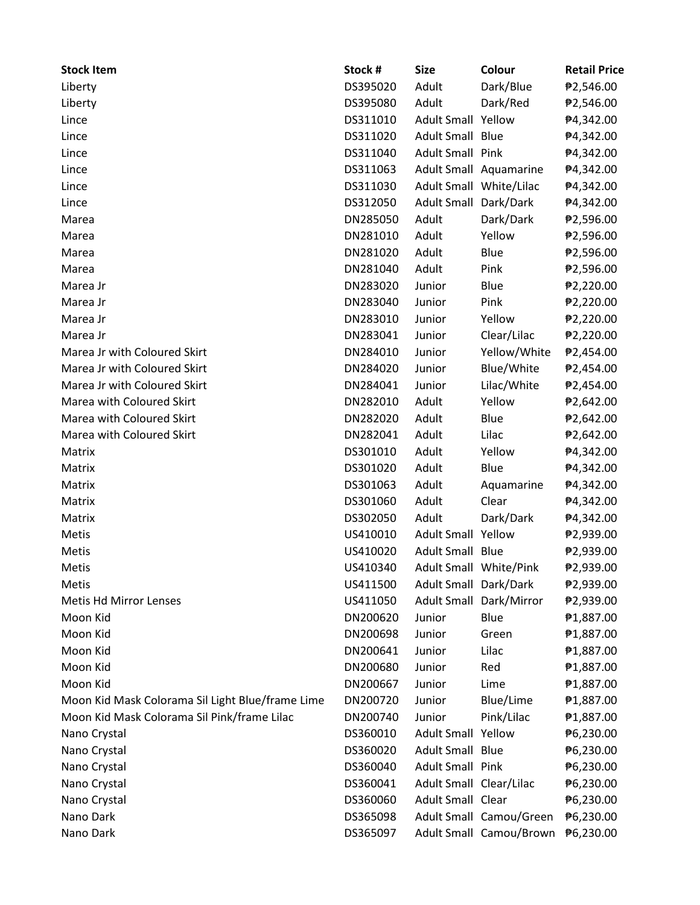| Stock Item | Stock # | Size | Colour | Retail Price |
|---|---|---|---|---|
| Liberty | DS395020 | Adult | Dark/Blue | ₱2,546.00 |
| Liberty | DS395080 | Adult | Dark/Red | ₱2,546.00 |
| Lince | DS311010 | Adult Small | Yellow | ₱4,342.00 |
| Lince | DS311020 | Adult Small | Blue | ₱4,342.00 |
| Lince | DS311040 | Adult Small | Pink | ₱4,342.00 |
| Lince | DS311063 | Adult Small | Aquamarine | ₱4,342.00 |
| Lince | DS311030 | Adult Small | White/Lilac | ₱4,342.00 |
| Lince | DS312050 | Adult Small | Dark/Dark | ₱4,342.00 |
| Marea | DN285050 | Adult | Dark/Dark | ₱2,596.00 |
| Marea | DN281010 | Adult | Yellow | ₱2,596.00 |
| Marea | DN281020 | Adult | Blue | ₱2,596.00 |
| Marea | DN281040 | Adult | Pink | ₱2,596.00 |
| Marea Jr | DN283020 | Junior | Blue | ₱2,220.00 |
| Marea Jr | DN283040 | Junior | Pink | ₱2,220.00 |
| Marea Jr | DN283010 | Junior | Yellow | ₱2,220.00 |
| Marea Jr | DN283041 | Junior | Clear/Lilac | ₱2,220.00 |
| Marea Jr with Coloured Skirt | DN284010 | Junior | Yellow/White | ₱2,454.00 |
| Marea Jr with Coloured Skirt | DN284020 | Junior | Blue/White | ₱2,454.00 |
| Marea Jr with Coloured Skirt | DN284041 | Junior | Lilac/White | ₱2,454.00 |
| Marea with Coloured Skirt | DN282010 | Adult | Yellow | ₱2,642.00 |
| Marea with Coloured Skirt | DN282020 | Adult | Blue | ₱2,642.00 |
| Marea with Coloured Skirt | DN282041 | Adult | Lilac | ₱2,642.00 |
| Matrix | DS301010 | Adult | Yellow | ₱4,342.00 |
| Matrix | DS301020 | Adult | Blue | ₱4,342.00 |
| Matrix | DS301063 | Adult | Aquamarine | ₱4,342.00 |
| Matrix | DS301060 | Adult | Clear | ₱4,342.00 |
| Matrix | DS302050 | Adult | Dark/Dark | ₱4,342.00 |
| Metis | US410010 | Adult Small | Yellow | ₱2,939.00 |
| Metis | US410020 | Adult Small | Blue | ₱2,939.00 |
| Metis | US410340 | Adult Small | White/Pink | ₱2,939.00 |
| Metis | US411500 | Adult Small | Dark/Dark | ₱2,939.00 |
| Metis Hd Mirror Lenses | US411050 | Adult Small | Dark/Mirror | ₱2,939.00 |
| Moon Kid | DN200620 | Junior | Blue | ₱1,887.00 |
| Moon Kid | DN200698 | Junior | Green | ₱1,887.00 |
| Moon Kid | DN200641 | Junior | Lilac | ₱1,887.00 |
| Moon Kid | DN200680 | Junior | Red | ₱1,887.00 |
| Moon Kid | DN200667 | Junior | Lime | ₱1,887.00 |
| Moon Kid Mask Colorama Sil Light Blue/frame Lime | DN200720 | Junior | Blue/Lime | ₱1,887.00 |
| Moon Kid Mask Colorama Sil Pink/frame Lilac | DN200740 | Junior | Pink/Lilac | ₱1,887.00 |
| Nano Crystal | DS360010 | Adult Small | Yellow | ₱6,230.00 |
| Nano Crystal | DS360020 | Adult Small | Blue | ₱6,230.00 |
| Nano Crystal | DS360040 | Adult Small | Pink | ₱6,230.00 |
| Nano Crystal | DS360041 | Adult Small | Clear/Lilac | ₱6,230.00 |
| Nano Crystal | DS360060 | Adult Small | Clear | ₱6,230.00 |
| Nano Dark | DS365098 | Adult Small | Camou/Green | ₱6,230.00 |
| Nano Dark | DS365097 | Adult Small | Camou/Brown | ₱6,230.00 |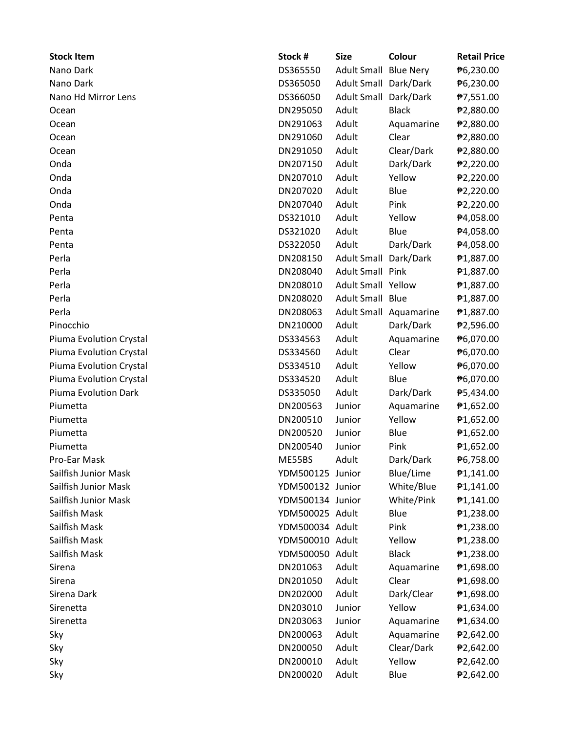| Stock Item | Stock # | Size | Colour | Retail Price |
| --- | --- | --- | --- | --- |
| Nano Dark | DS365550 | Adult Small | Blue Nery | ₱6,230.00 |
| Nano Dark | DS365050 | Adult Small | Dark/Dark | ₱6,230.00 |
| Nano Hd Mirror Lens | DS366050 | Adult Small | Dark/Dark | ₱7,551.00 |
| Ocean | DN295050 | Adult | Black | ₱2,880.00 |
| Ocean | DN291063 | Adult | Aquamarine | ₱2,880.00 |
| Ocean | DN291060 | Adult | Clear | ₱2,880.00 |
| Ocean | DN291050 | Adult | Clear/Dark | ₱2,880.00 |
| Onda | DN207150 | Adult | Dark/Dark | ₱2,220.00 |
| Onda | DN207010 | Adult | Yellow | ₱2,220.00 |
| Onda | DN207020 | Adult | Blue | ₱2,220.00 |
| Onda | DN207040 | Adult | Pink | ₱2,220.00 |
| Penta | DS321010 | Adult | Yellow | ₱4,058.00 |
| Penta | DS321020 | Adult | Blue | ₱4,058.00 |
| Penta | DS322050 | Adult | Dark/Dark | ₱4,058.00 |
| Perla | DN208150 | Adult Small | Dark/Dark | ₱1,887.00 |
| Perla | DN208040 | Adult Small | Pink | ₱1,887.00 |
| Perla | DN208010 | Adult Small | Yellow | ₱1,887.00 |
| Perla | DN208020 | Adult Small | Blue | ₱1,887.00 |
| Perla | DN208063 | Adult Small | Aquamarine | ₱1,887.00 |
| Pinocchio | DN210000 | Adult | Dark/Dark | ₱2,596.00 |
| Piuma Evolution Crystal | DS334563 | Adult | Aquamarine | ₱6,070.00 |
| Piuma Evolution Crystal | DS334560 | Adult | Clear | ₱6,070.00 |
| Piuma Evolution Crystal | DS334510 | Adult | Yellow | ₱6,070.00 |
| Piuma Evolution Crystal | DS334520 | Adult | Blue | ₱6,070.00 |
| Piuma Evolution Dark | DS335050 | Adult | Dark/Dark | ₱5,434.00 |
| Piumetta | DN200563 | Junior | Aquamarine | ₱1,652.00 |
| Piumetta | DN200510 | Junior | Yellow | ₱1,652.00 |
| Piumetta | DN200520 | Junior | Blue | ₱1,652.00 |
| Piumetta | DN200540 | Junior | Pink | ₱1,652.00 |
| Pro-Ear Mask | ME55BS | Adult | Dark/Dark | ₱6,758.00 |
| Sailfish Junior Mask | YDM500125 | Junior | Blue/Lime | ₱1,141.00 |
| Sailfish Junior Mask | YDM500132 | Junior | White/Blue | ₱1,141.00 |
| Sailfish Junior Mask | YDM500134 | Junior | White/Pink | ₱1,141.00 |
| Sailfish Mask | YDM500025 | Adult | Blue | ₱1,238.00 |
| Sailfish Mask | YDM500034 | Adult | Pink | ₱1,238.00 |
| Sailfish Mask | YDM500010 | Adult | Yellow | ₱1,238.00 |
| Sailfish Mask | YDM500050 | Adult | Black | ₱1,238.00 |
| Sirena | DN201063 | Adult | Aquamarine | ₱1,698.00 |
| Sirena | DN201050 | Adult | Clear | ₱1,698.00 |
| Sirena Dark | DN202000 | Adult | Dark/Clear | ₱1,698.00 |
| Sirenetta | DN203010 | Junior | Yellow | ₱1,634.00 |
| Sirenetta | DN203063 | Junior | Aquamarine | ₱1,634.00 |
| Sky | DN200063 | Adult | Aquamarine | ₱2,642.00 |
| Sky | DN200050 | Adult | Clear/Dark | ₱2,642.00 |
| Sky | DN200010 | Adult | Yellow | ₱2,642.00 |
| Sky | DN200020 | Adult | Blue | ₱2,642.00 |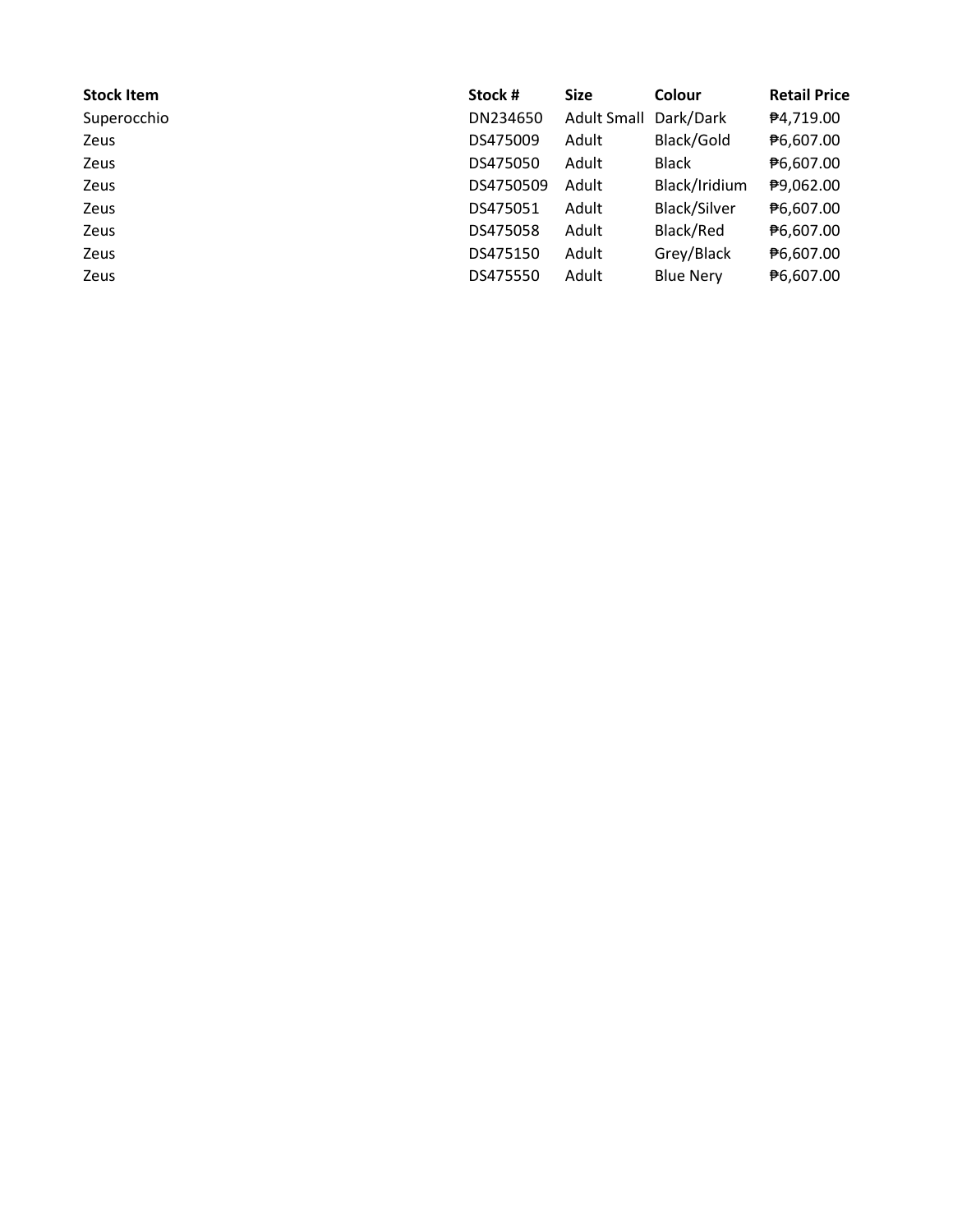| Stock Item | Stock # | Size | Colour | Retail Price |
|---|---|---|---|---|
| Superocchio | DN234650 | Adult Small | Dark/Dark | ₱4,719.00 |
| Zeus | DS475009 | Adult | Black/Gold | ₱6,607.00 |
| Zeus | DS475050 | Adult | Black | ₱6,607.00 |
| Zeus | DS4750509 | Adult | Black/Iridium | ₱9,062.00 |
| Zeus | DS475051 | Adult | Black/Silver | ₱6,607.00 |
| Zeus | DS475058 | Adult | Black/Red | ₱6,607.00 |
| Zeus | DS475150 | Adult | Grey/Black | ₱6,607.00 |
| Zeus | DS475550 | Adult | Blue Nery | ₱6,607.00 |